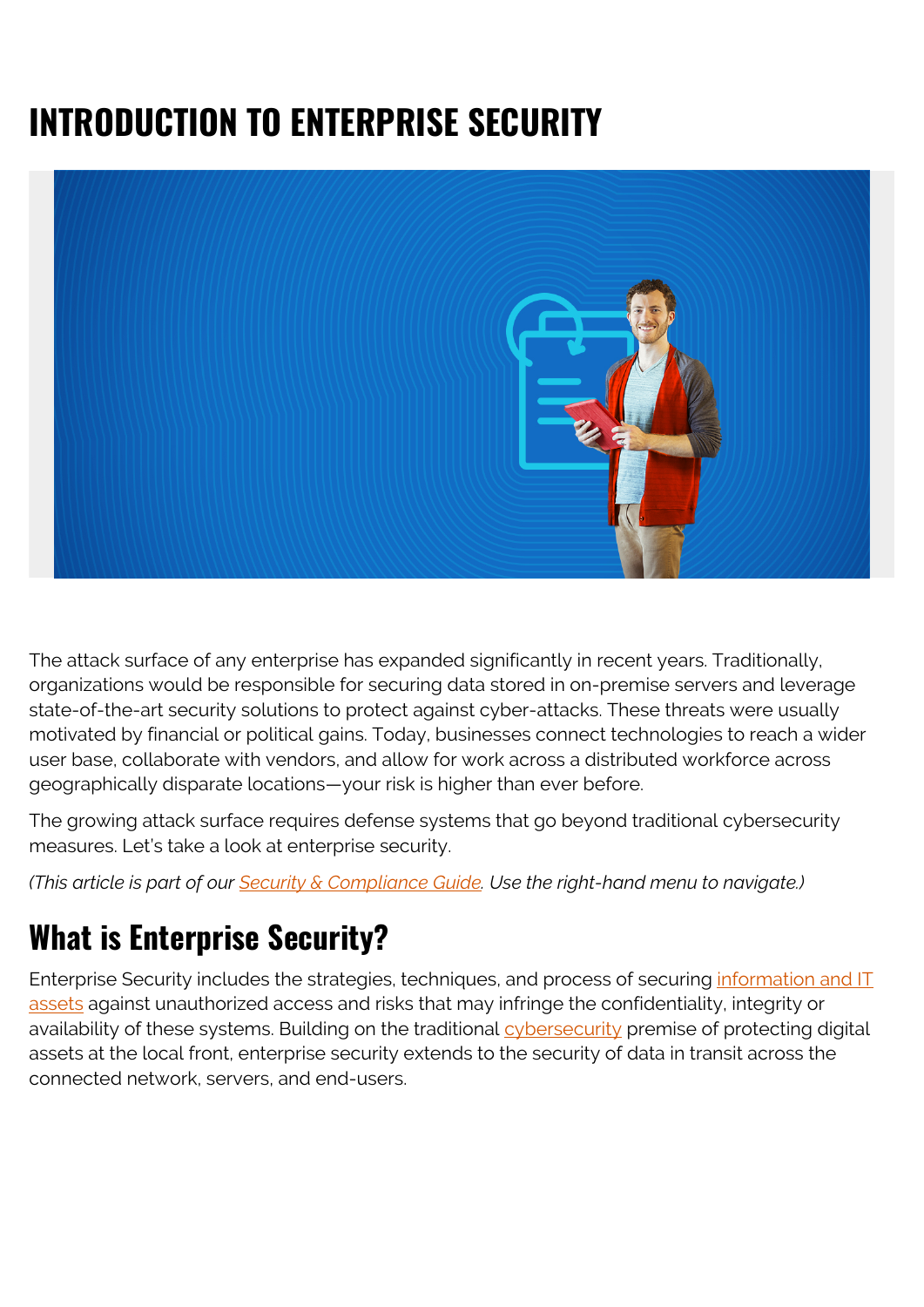# INTRODUCTION TO ENTERPRISE SECURITY

The attack surface of any enterprise has expanded significantly in recent years. Traditionally, organizations would be responsible for securing data stored in on-premise servers and leverage state-of-the-art security solutions to protect against cyber-attacks. These threats were usually motivated by financial or political gains. Today, businesses connect technologies to reach a wider user base, collaborate with vendors, and allow for work across a distributed workforce across geographically disparate locations—your risk is higher than ever before.

The growing attack surface requires defense systems that go beyond traditional cybersecurity measures. Let's take a look at enterprise security.

*(This article is part of our Security & Compliance Guide. Use the right-hand menu to navigate.)*

## What is Enterprise Security?

Enterprise Security includes the strategies, techniques, and process of securing information and IT assets against unauthorized access and risks that may infringe the confidentiality, integrity or availability of these systems. Building on the traditional cybersecurity premise of protecting digital assets at the local front, enterprise security extends to the security of data in transit across the connected network, servers, and end-users.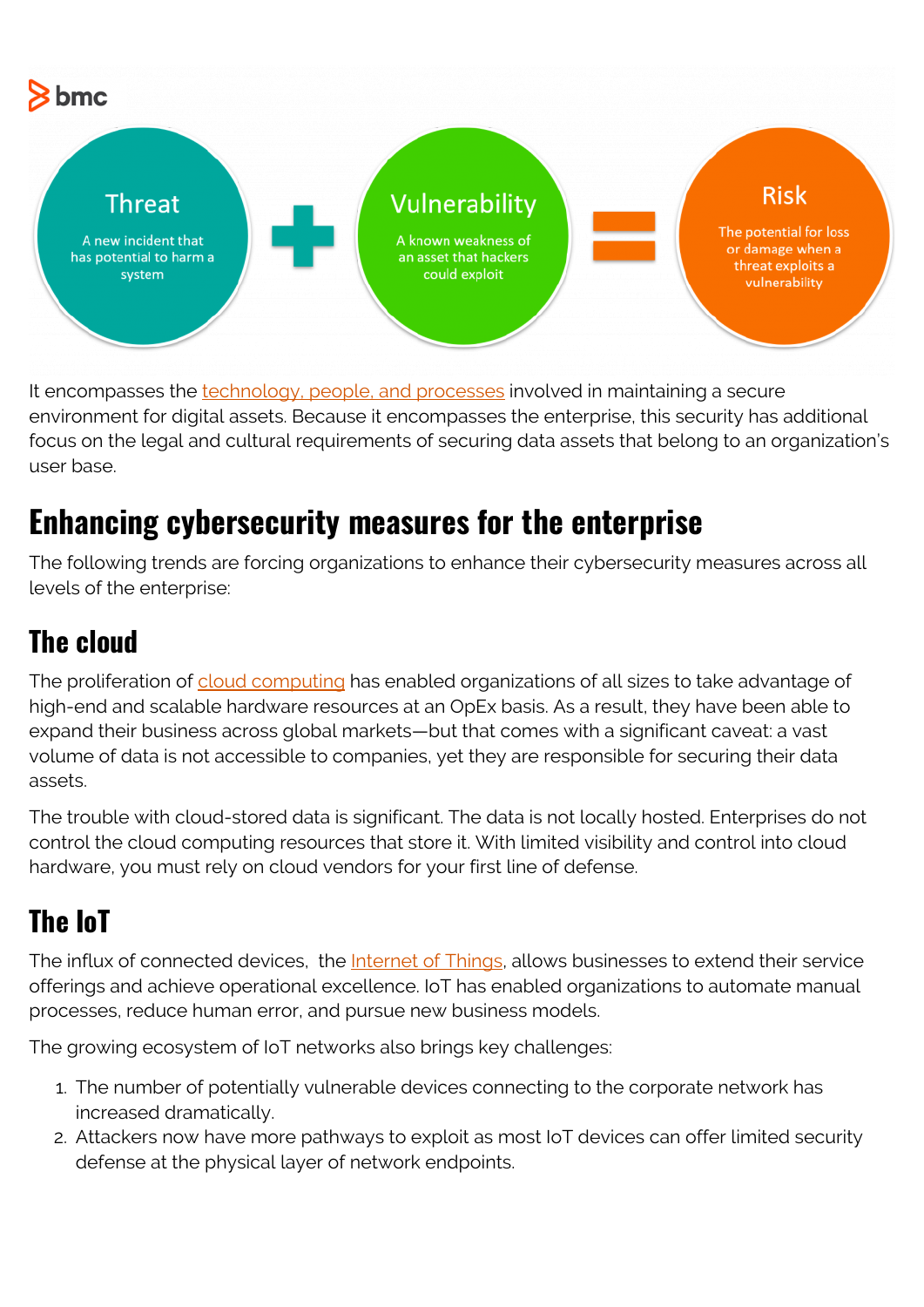Threat

A new incident that has potential to harm a system

Vulnerability

A known weakness of an asset that hackers could exploit

Risk

The potential for loss or damage when a threat exploits a vulnerability

It encompasses the technology, people, and processes involved in maintaining a secure environment for digital assets. Because it encompasses the enterprise, this security has additional focus on the legal and cultural requirements of securing data assets that belong to an organization's user base.

## Enhancing cybersecurity measures for the enterprise

The following trends are forcing organizations to enhance their cybersecurity measures across all levels of the enterprise:

### The cloud

The proliferation of cloud computing has enabled organizations of all sizes to take advantage of high-end and scalable hardware resources at an OpEx basis. As a result, they have been able to expand their business across global markets—but that comes with a significant caveat: a vast volume of data is not accessible to companies, yet they are responsible for securing their data assets.

The trouble with cloud-stored data is significant. The data is not locally hosted. Enterprises do not control the cloud computing resources that store it. With limited visibility and control into cloud hardware, you must rely on cloud vendors for your first line of defense.

### The IoT

The influx of connected devices, the Internet of Things, allows businesses to extend their service offerings and achieve operational excellence. IoT has enabled organizations to automate manual processes, reduce human error, and pursue new business models.

The growing ecosystem of IoT networks also brings key challenges:

1. The number of potentially vulnerable devices connecting to the corporate network has increased dramatically.
2. Attackers now have more pathways to exploit as most IoT devices can offer limited security defense at the physical layer of network endpoints.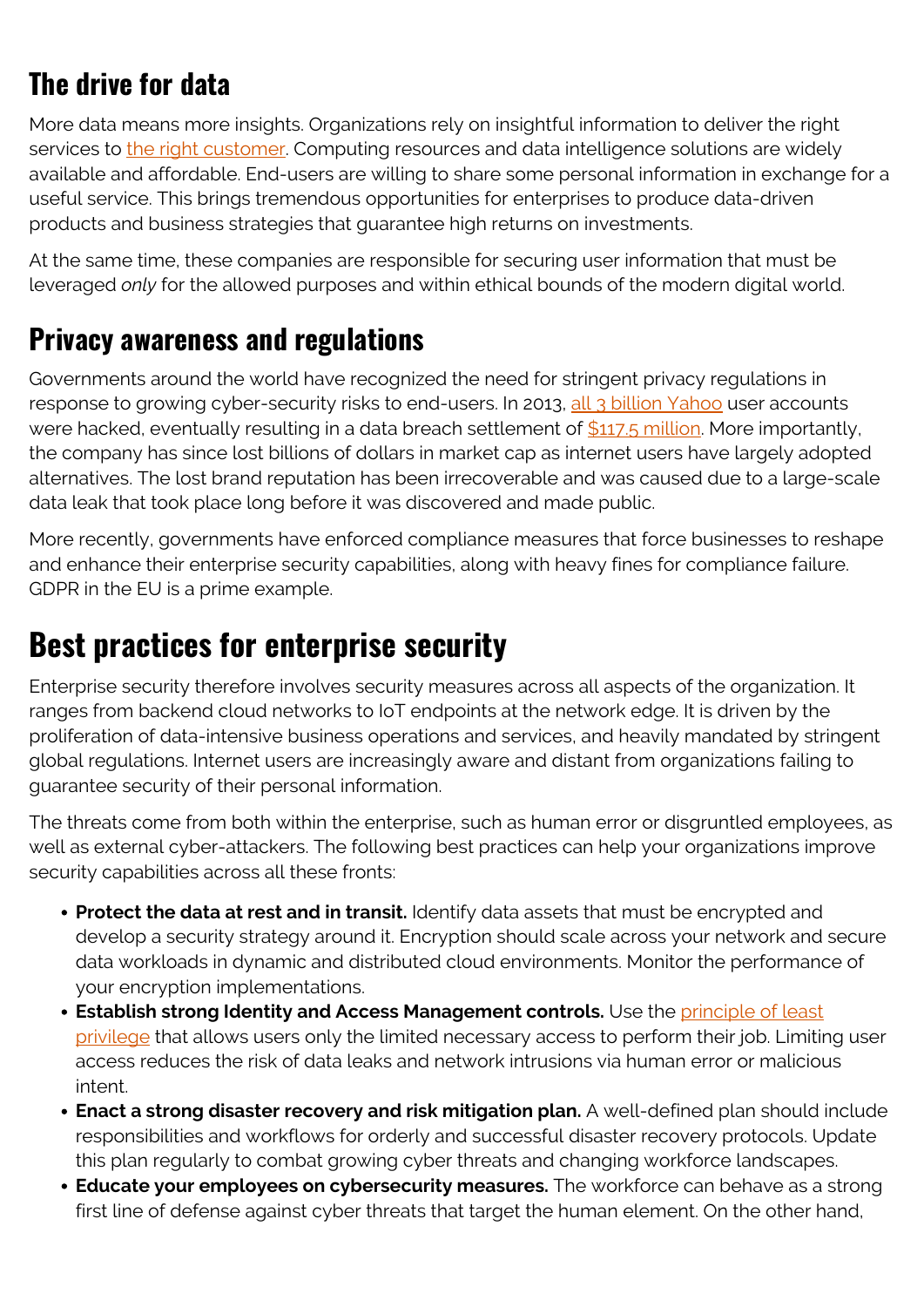## The drive for data

More data means more insights. Organizations rely on insightful information to deliver the right services to the right customer. Computing resources and data intelligence solutions are widely available and affordable. End-users are willing to share some personal information in exchange for a useful service. This brings tremendous opportunities for enterprises to produce data-driven products and business strategies that guarantee high returns on investments.

At the same time, these companies are responsible for securing user information that must be leveraged *only* for the allowed purposes and within ethical bounds of the modern digital world.

## Privacy awareness and regulations

Governments around the world have recognized the need for stringent privacy regulations in response to growing cyber-security risks to end-users. In 2013, all 3 billion Yahoo user accounts were hacked, eventually resulting in a data breach settlement of $117.5 million. More importantly, the company has since lost billions of dollars in market cap as internet users have largely adopted alternatives. The lost brand reputation has been irrecoverable and was caused due to a large-scale data leak that took place long before it was discovered and made public.

More recently, governments have enforced compliance measures that force businesses to reshape and enhance their enterprise security capabilities, along with heavy fines for compliance failure. GDPR in the EU is a prime example.

# Best practices for enterprise security

Enterprise security therefore involves security measures across all aspects of the organization. It ranges from backend cloud networks to IoT endpoints at the network edge. It is driven by the proliferation of data-intensive business operations and services, and heavily mandated by stringent global regulations. Internet users are increasingly aware and distant from organizations failing to guarantee security of their personal information.

The threats come from both within the enterprise, such as human error or disgruntled employees, as well as external cyber-attackers. The following best practices can help your organizations improve security capabilities across all these fronts:

- **Protect the data at rest and in transit.** Identify data assets that must be encrypted and develop a security strategy around it. Encryption should scale across your network and secure data workloads in dynamic and distributed cloud environments. Monitor the performance of your encryption implementations.
- **Establish strong Identity and Access Management controls.** Use the principle of least privilege that allows users only the limited necessary access to perform their job. Limiting user access reduces the risk of data leaks and network intrusions via human error or malicious intent.
- **Enact a strong disaster recovery and risk mitigation plan.** A well-defined plan should include responsibilities and workflows for orderly and successful disaster recovery protocols. Update this plan regularly to combat growing cyber threats and changing workforce landscapes.
- **Educate your employees on cybersecurity measures.** The workforce can behave as a strong first line of defense against cyber threats that target the human element. On the other hand,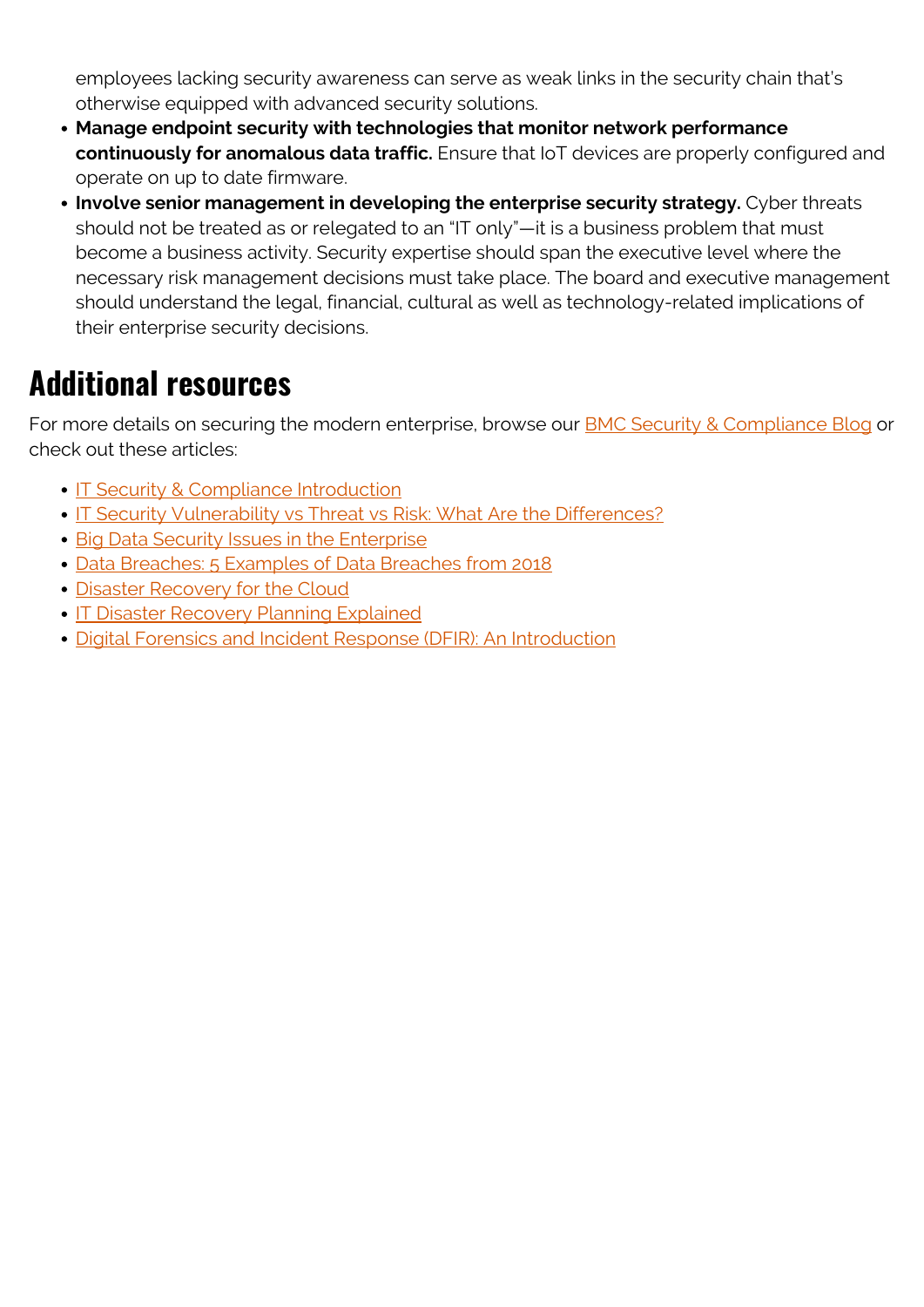employees lacking security awareness can serve as weak links in the security chain that's otherwise equipped with advanced security solutions.

- **Manage endpoint security with technologies that monitor network performance continuously for anomalous data traffic.** Ensure that IoT devices are properly configured and operate on up to date firmware.
- **Involve senior management in developing the enterprise security strategy.** Cyber threats should not be treated as or relegated to an "IT only"—it is a business problem that must become a business activity. Security expertise should span the executive level where the necessary risk management decisions must take place. The board and executive management should understand the legal, financial, cultural as well as technology-related implications of their enterprise security decisions.

## Additional resources

For more details on securing the modern enterprise, browse our BMC Security & Compliance Blog or check out these articles:

- IT Security & Compliance Introduction
- IT Security Vulnerability vs Threat vs Risk: What Are the Differences?
- Big Data Security Issues in the Enterprise
- Data Breaches: 5 Examples of Data Breaches from 2018
- Disaster Recovery for the Cloud
- IT Disaster Recovery Planning Explained
- Digital Forensics and Incident Response (DFIR): An Introduction